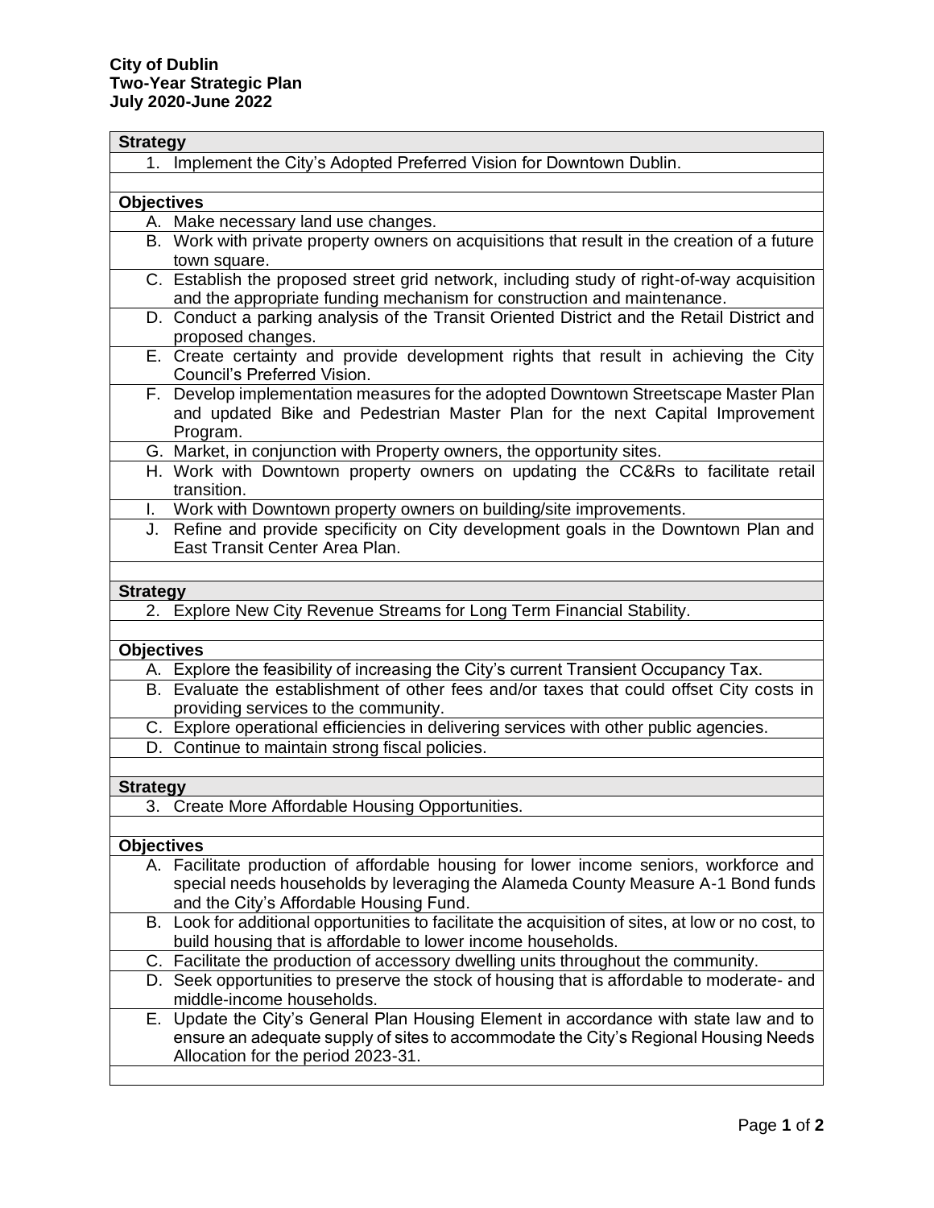**City of Dublin**
**Two-Year Strategic Plan**
**July 2020-June 2022**

## Strategy

1. Implement the City's Adopted Preferred Vision for Downtown Dublin.

### Objectives

A. Make necessary land use changes.
B. Work with private property owners on acquisitions that result in the creation of a future town square.
C. Establish the proposed street grid network, including study of right-of-way acquisition and the appropriate funding mechanism for construction and maintenance.
D. Conduct a parking analysis of the Transit Oriented District and the Retail District and proposed changes.
E. Create certainty and provide development rights that result in achieving the City Council's Preferred Vision.
F. Develop implementation measures for the adopted Downtown Streetscape Master Plan and updated Bike and Pedestrian Master Plan for the next Capital Improvement Program.
G. Market, in conjunction with Property owners, the opportunity sites.
H. Work with Downtown property owners on updating the CC&Rs to facilitate retail transition.
I. Work with Downtown property owners on building/site improvements.
J. Refine and provide specificity on City development goals in the Downtown Plan and East Transit Center Area Plan.

## Strategy

2. Explore New City Revenue Streams for Long Term Financial Stability.

### Objectives

A. Explore the feasibility of increasing the City's current Transient Occupancy Tax.
B. Evaluate the establishment of other fees and/or taxes that could offset City costs in providing services to the community.
C. Explore operational efficiencies in delivering services with other public agencies.
D. Continue to maintain strong fiscal policies.

## Strategy

3. Create More Affordable Housing Opportunities.

### Objectives

A. Facilitate production of affordable housing for lower income seniors, workforce and special needs households by leveraging the Alameda County Measure A-1 Bond funds and the City's Affordable Housing Fund.
B. Look for additional opportunities to facilitate the acquisition of sites, at low or no cost, to build housing that is affordable to lower income households.
C. Facilitate the production of accessory dwelling units throughout the community.
D. Seek opportunities to preserve the stock of housing that is affordable to moderate- and middle-income households.
E. Update the City's General Plan Housing Element in accordance with state law and to ensure an adequate supply of sites to accommodate the City's Regional Housing Needs Allocation for the period 2023-31.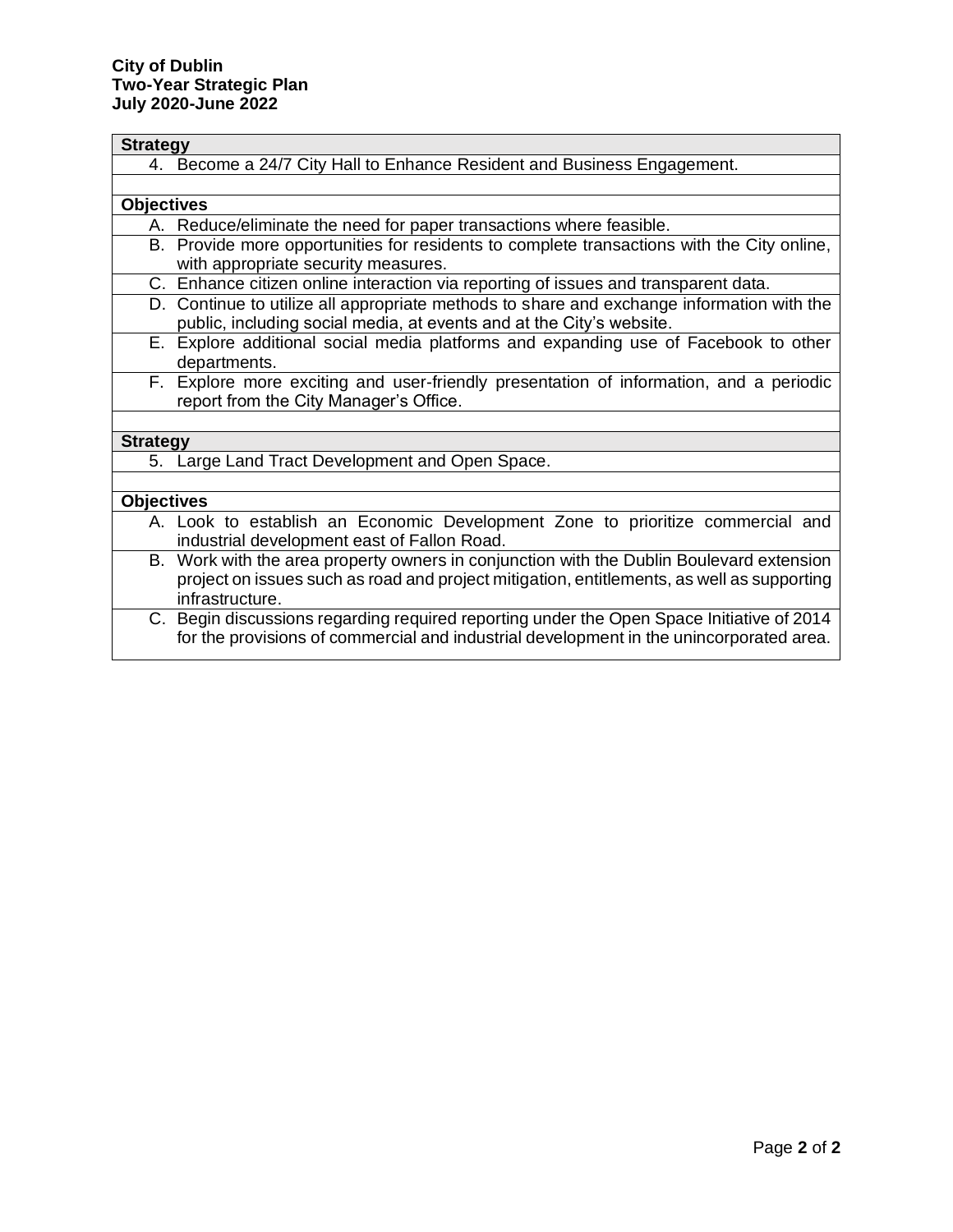**City of Dublin**
**Two-Year Strategic Plan**
**July 2020-June 2022**

| **Strategy** |
| --- |
| 4. Become a 24/7 City Hall to Enhance Resident and Business Engagement. |
| |
| **Objectives** |
| A. Reduce/eliminate the need for paper transactions where feasible. |
| B. Provide more opportunities for residents to complete transactions with the City online, with appropriate security measures. |
| C. Enhance citizen online interaction via reporting of issues and transparent data. |
| D. Continue to utilize all appropriate methods to share and exchange information with the public, including social media, at events and at the City's website. |
| E. Explore additional social media platforms and expanding use of Facebook to other departments. |
| F. Explore more exciting and user-friendly presentation of information, and a periodic report from the City Manager's Office. |
| |
| **Strategy** |
| 5. Large Land Tract Development and Open Space. |
| |
| **Objectives** |
| A. Look to establish an Economic Development Zone to prioritize commercial and industrial development east of Fallon Road. |
| B. Work with the area property owners in conjunction with the Dublin Boulevard extension project on issues such as road and project mitigation, entitlements, as well as supporting infrastructure. |
| C. Begin discussions regarding required reporting under the Open Space Initiative of 2014 for the provisions of commercial and industrial development in the unincorporated area. |